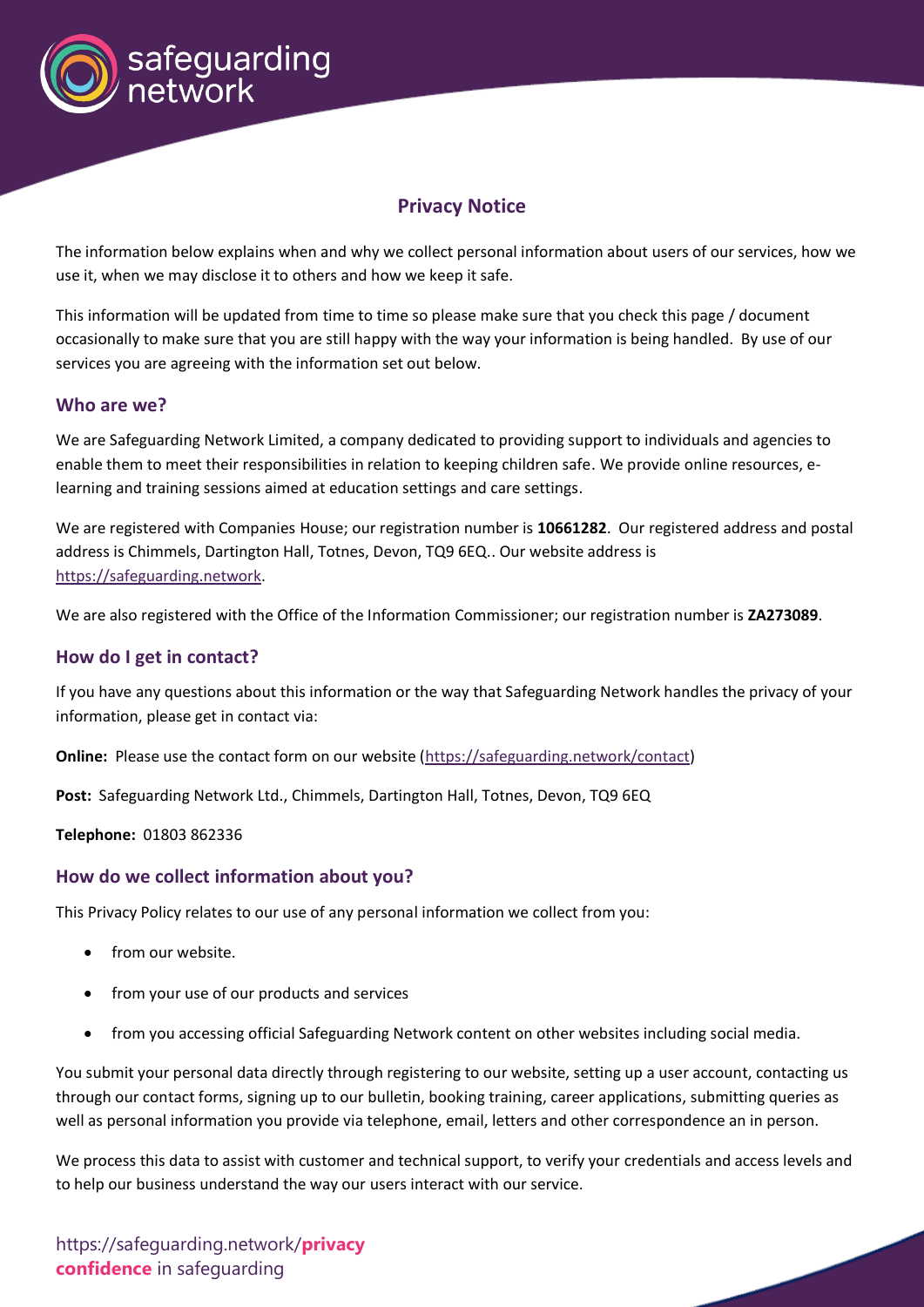# Privacy Notice

The information below explains when and why we collect personal information about users of our services, how we use it, when we may disclose it to others and how we keep it safe.

This information will be updated from time to time so please make sure that you check this page / document occasionally to make sure that you are still happy with the way your information is being handled. By use of our services you are agreeing with the information set out below.

## Who are we?

We are Safeguarding Network Limited, a company dedicated to providing support to individuals and agencies to enable them to meet their responsibilities in relation to keeping children safe. We provide online resources, e-learning and training sessions aimed at education settings and care settings.

We are registered with Companies House; our registration number is **10661282**. Our registered address and postal address is Chimmels, Dartington Hall, Totnes, Devon, TQ9 6EQ.. Our website address is https://safeguarding.network.

We are also registered with the Office of the Information Commissioner; our registration number is **ZA273089**.

## How do I get in contact?

If you have any questions about this information or the way that Safeguarding Network handles the privacy of your information, please get in contact via:

**Online:** Please use the contact form on our website (https://safeguarding.network/contact)

**Post:** Safeguarding Network Ltd., Chimmels, Dartington Hall, Totnes, Devon, TQ9 6EQ

**Telephone:** 01803 862336

## How do we collect information about you?

This Privacy Policy relates to our use of any personal information we collect from you:

- from our website.
- from your use of our products and services
- from you accessing official Safeguarding Network content on other websites including social media.

You submit your personal data directly through registering to our website, setting up a user account, contacting us through our contact forms, signing up to our bulletin, booking training, career applications, submitting queries as well as personal information you provide via telephone, email, letters and other correspondence an in person.

We process this data to assist with customer and technical support, to verify your credentials and access levels and to help our business understand the way our users interact with our service.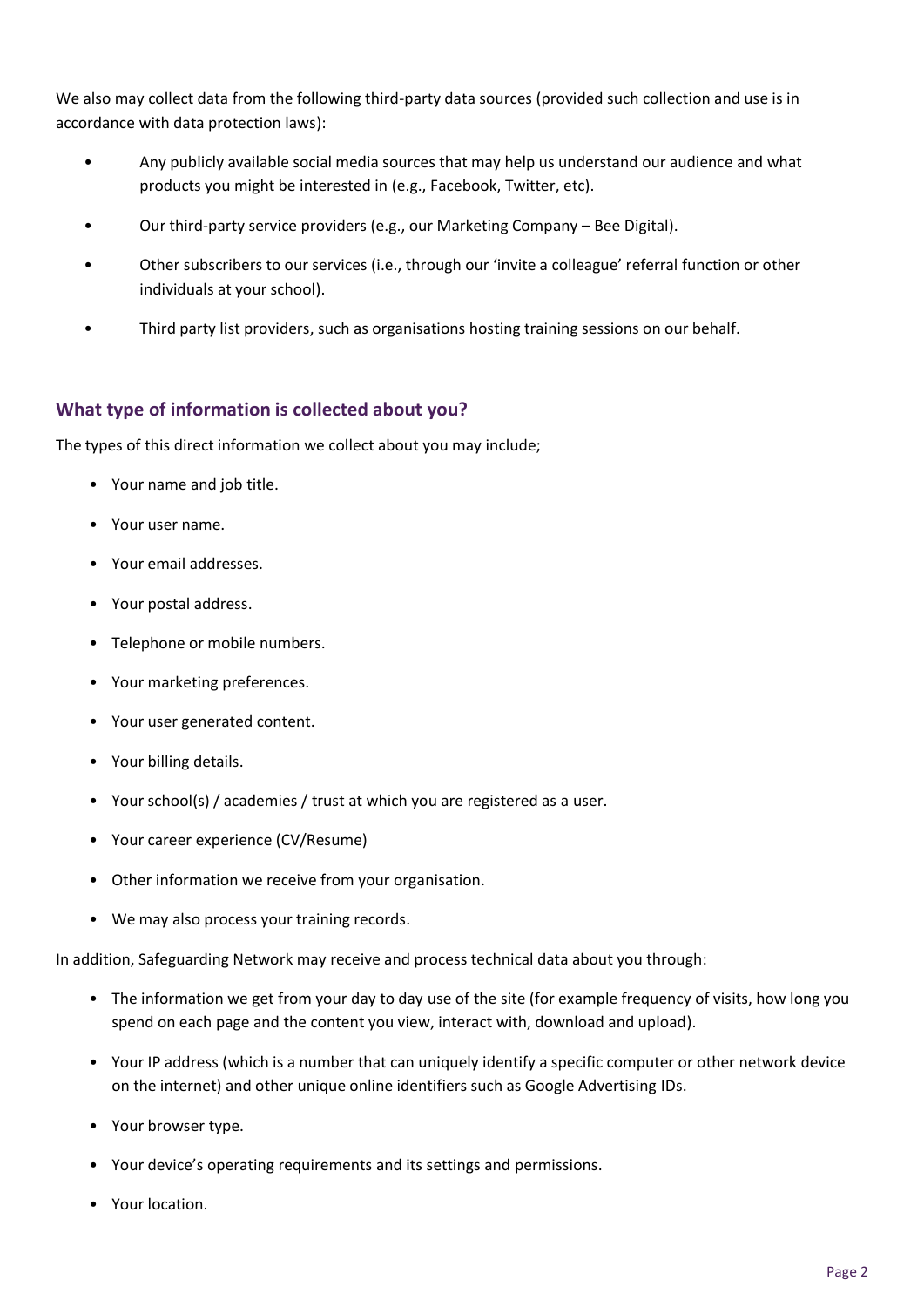We also may collect data from the following third-party data sources (provided such collection and use is in accordance with data protection laws):

- Any publicly available social media sources that may help us understand our audience and what products you might be interested in (e.g., Facebook, Twitter, etc).
- Our third-party service providers (e.g., our Marketing Company – Bee Digital).
- Other subscribers to our services (i.e., through our 'invite a colleague' referral function or other individuals at your school).
- Third party list providers, such as organisations hosting training sessions on our behalf.

## What type of information is collected about you?

The types of this direct information we collect about you may include;

- Your name and job title.
- Your user name.
- Your email addresses.
- Your postal address.
- Telephone or mobile numbers.
- Your marketing preferences.
- Your user generated content.
- Your billing details.
- Your school(s) / academies / trust at which you are registered as a user.
- Your career experience (CV/Resume)
- Other information we receive from your organisation.
- We may also process your training records.

In addition, Safeguarding Network may receive and process technical data about you through:

- The information we get from your day to day use of the site (for example frequency of visits, how long you spend on each page and the content you view, interact with, download and upload).
- Your IP address (which is a number that can uniquely identify a specific computer or other network device on the internet) and other unique online identifiers such as Google Advertising IDs.
- Your browser type.
- Your device's operating requirements and its settings and permissions.
- Your location.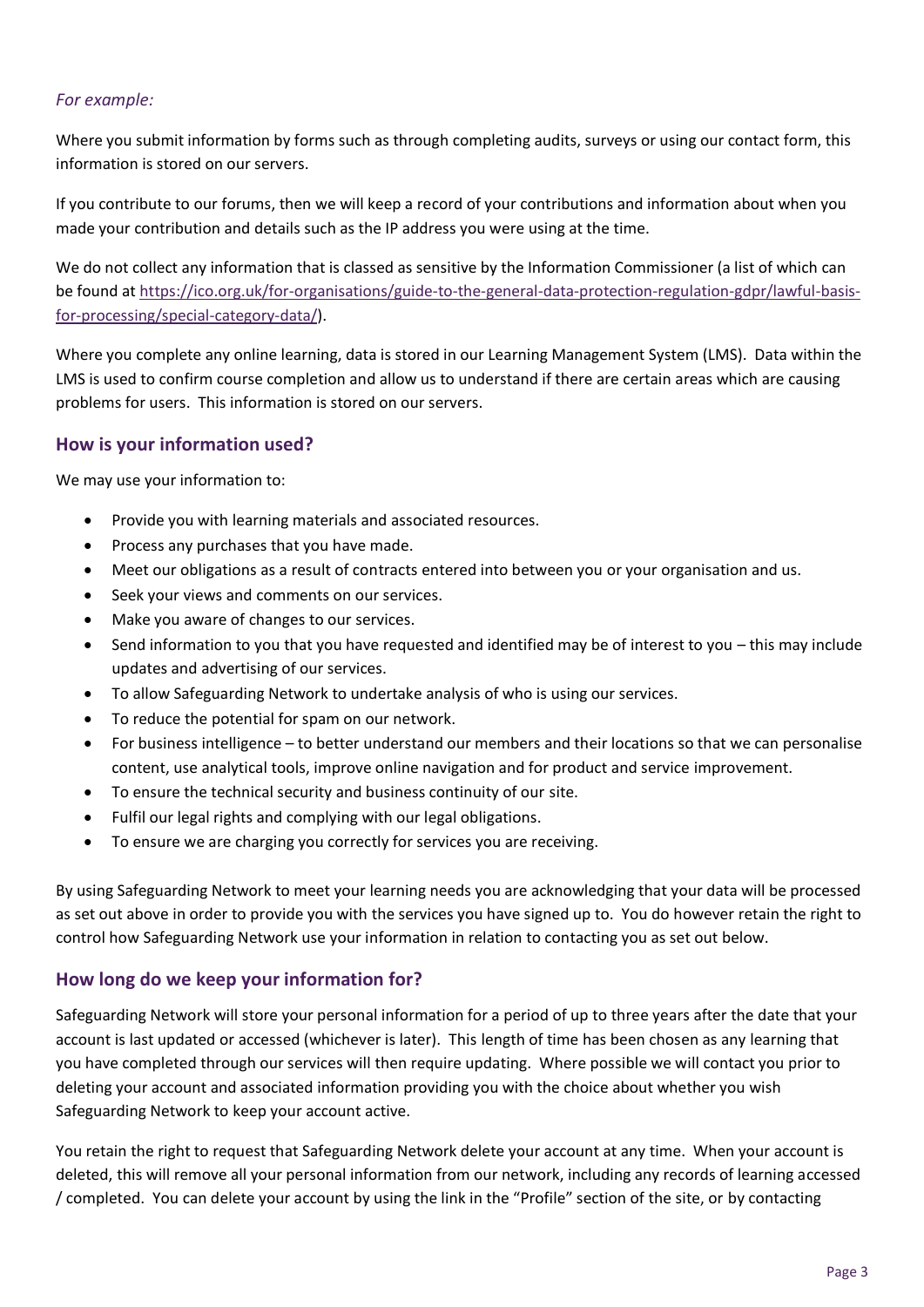*For example:*

Where you submit information by forms such as through completing audits, surveys or using our contact form, this information is stored on our servers.

If you contribute to our forums, then we will keep a record of your contributions and information about when you made your contribution and details such as the IP address you were using at the time.

We do not collect any information that is classed as sensitive by the Information Commissioner (a list of which can be found at https://ico.org.uk/for-organisations/guide-to-the-general-data-protection-regulation-gdpr/lawful-basis-for-processing/special-category-data/).

Where you complete any online learning, data is stored in our Learning Management System (LMS). Data within the LMS is used to confirm course completion and allow us to understand if there are certain areas which are causing problems for users. This information is stored on our servers.

## How is your information used?

We may use your information to:

- Provide you with learning materials and associated resources.
- Process any purchases that you have made.
- Meet our obligations as a result of contracts entered into between you or your organisation and us.
- Seek your views and comments on our services.
- Make you aware of changes to our services.
- Send information to you that you have requested and identified may be of interest to you – this may include updates and advertising of our services.
- To allow Safeguarding Network to undertake analysis of who is using our services.
- To reduce the potential for spam on our network.
- For business intelligence – to better understand our members and their locations so that we can personalise content, use analytical tools, improve online navigation and for product and service improvement.
- To ensure the technical security and business continuity of our site.
- Fulfil our legal rights and complying with our legal obligations.
- To ensure we are charging you correctly for services you are receiving.

By using Safeguarding Network to meet your learning needs you are acknowledging that your data will be processed as set out above in order to provide you with the services you have signed up to. You do however retain the right to control how Safeguarding Network use your information in relation to contacting you as set out below.

## How long do we keep your information for?

Safeguarding Network will store your personal information for a period of up to three years after the date that your account is last updated or accessed (whichever is later). This length of time has been chosen as any learning that you have completed through our services will then require updating. Where possible we will contact you prior to deleting your account and associated information providing you with the choice about whether you wish Safeguarding Network to keep your account active.

You retain the right to request that Safeguarding Network delete your account at any time. When your account is deleted, this will remove all your personal information from our network, including any records of learning accessed / completed. You can delete your account by using the link in the "Profile" section of the site, or by contacting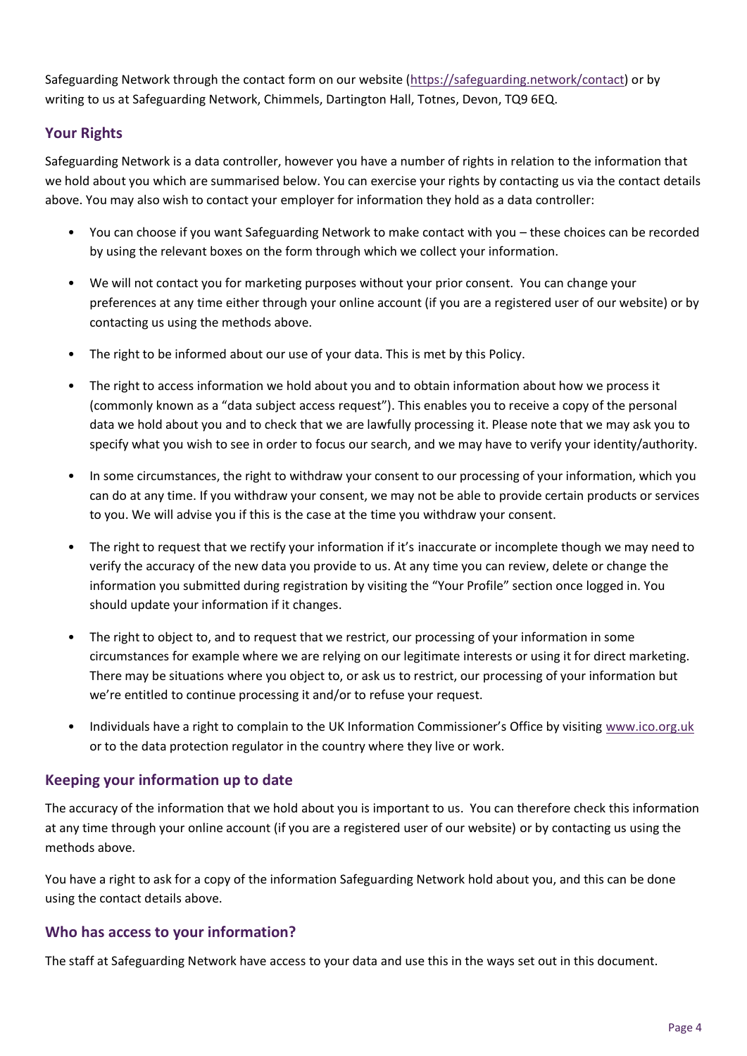Safeguarding Network through the contact form on our website ([https://safeguarding.network/contact](https://safeguarding.network/contact)) or by writing to us at Safeguarding Network, Chimmels, Dartington Hall, Totnes, Devon, TQ9 6EQ.

## Your Rights

Safeguarding Network is a data controller, however you have a number of rights in relation to the information that we hold about you which are summarised below. You can exercise your rights by contacting us via the contact details above. You may also wish to contact your employer for information they hold as a data controller:

- You can choose if you want Safeguarding Network to make contact with you – these choices can be recorded by using the relevant boxes on the form through which we collect your information.
- We will not contact you for marketing purposes without your prior consent. You can change your preferences at any time either through your online account (if you are a registered user of our website) or by contacting us using the methods above.
- The right to be informed about our use of your data. This is met by this Policy.
- The right to access information we hold about you and to obtain information about how we process it (commonly known as a "data subject access request"). This enables you to receive a copy of the personal data we hold about you and to check that we are lawfully processing it. Please note that we may ask you to specify what you wish to see in order to focus our search, and we may have to verify your identity/authority.
- In some circumstances, the right to withdraw your consent to our processing of your information, which you can do at any time. If you withdraw your consent, we may not be able to provide certain products or services to you. We will advise you if this is the case at the time you withdraw your consent.
- The right to request that we rectify your information if it's inaccurate or incomplete though we may need to verify the accuracy of the new data you provide to us. At any time you can review, delete or change the information you submitted during registration by visiting the "Your Profile" section once logged in. You should update your information if it changes.
- The right to object to, and to request that we restrict, our processing of your information in some circumstances for example where we are relying on our legitimate interests or using it for direct marketing. There may be situations where you object to, or ask us to restrict, our processing of your information but we're entitled to continue processing it and/or to refuse your request.
- Individuals have a right to complain to the UK Information Commissioner's Office by visiting [www.ico.org.uk](www.ico.org.uk) or to the data protection regulator in the country where they live or work.

## Keeping your information up to date

The accuracy of the information that we hold about you is important to us. You can therefore check this information at any time through your online account (if you are a registered user of our website) or by contacting us using the methods above.

You have a right to ask for a copy of the information Safeguarding Network hold about you, and this can be done using the contact details above.

## Who has access to your information?

The staff at Safeguarding Network have access to your data and use this in the ways set out in this document.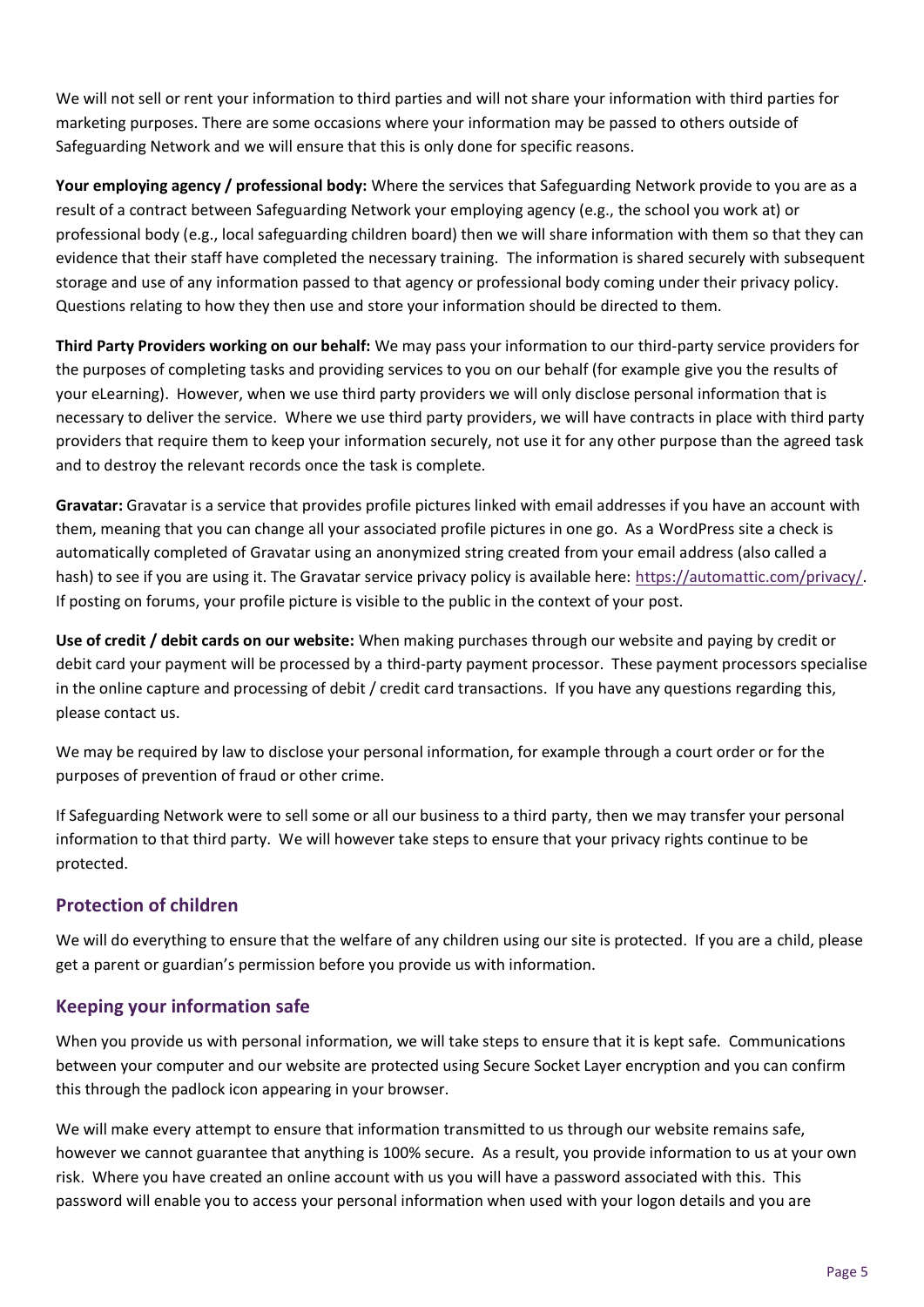We will not sell or rent your information to third parties and will not share your information with third parties for marketing purposes. There are some occasions where your information may be passed to others outside of Safeguarding Network and we will ensure that this is only done for specific reasons.

**Your employing agency / professional body:** Where the services that Safeguarding Network provide to you are as a result of a contract between Safeguarding Network your employing agency (e.g., the school you work at) or professional body (e.g., local safeguarding children board) then we will share information with them so that they can evidence that their staff have completed the necessary training. The information is shared securely with subsequent storage and use of any information passed to that agency or professional body coming under their privacy policy. Questions relating to how they then use and store your information should be directed to them.

**Third Party Providers working on our behalf:** We may pass your information to our third-party service providers for the purposes of completing tasks and providing services to you on our behalf (for example give you the results of your eLearning). However, when we use third party providers we will only disclose personal information that is necessary to deliver the service. Where we use third party providers, we will have contracts in place with third party providers that require them to keep your information securely, not use it for any other purpose than the agreed task and to destroy the relevant records once the task is complete.

**Gravatar:** Gravatar is a service that provides profile pictures linked with email addresses if you have an account with them, meaning that you can change all your associated profile pictures in one go. As a WordPress site a check is automatically completed of Gravatar using an anonymized string created from your email address (also called a hash) to see if you are using it. The Gravatar service privacy policy is available here: https://automattic.com/privacy/. If posting on forums, your profile picture is visible to the public in the context of your post.

**Use of credit / debit cards on our website:** When making purchases through our website and paying by credit or debit card your payment will be processed by a third-party payment processor. These payment processors specialise in the online capture and processing of debit / credit card transactions. If you have any questions regarding this, please contact us.

We may be required by law to disclose your personal information, for example through a court order or for the purposes of prevention of fraud or other crime.

If Safeguarding Network were to sell some or all our business to a third party, then we may transfer your personal information to that third party. We will however take steps to ensure that your privacy rights continue to be protected.

## Protection of children

We will do everything to ensure that the welfare of any children using our site is protected. If you are a child, please get a parent or guardian's permission before you provide us with information.

## Keeping your information safe

When you provide us with personal information, we will take steps to ensure that it is kept safe. Communications between your computer and our website are protected using Secure Socket Layer encryption and you can confirm this through the padlock icon appearing in your browser.

We will make every attempt to ensure that information transmitted to us through our website remains safe, however we cannot guarantee that anything is 100% secure. As a result, you provide information to us at your own risk. Where you have created an online account with us you will have a password associated with this. This password will enable you to access your personal information when used with your logon details and you are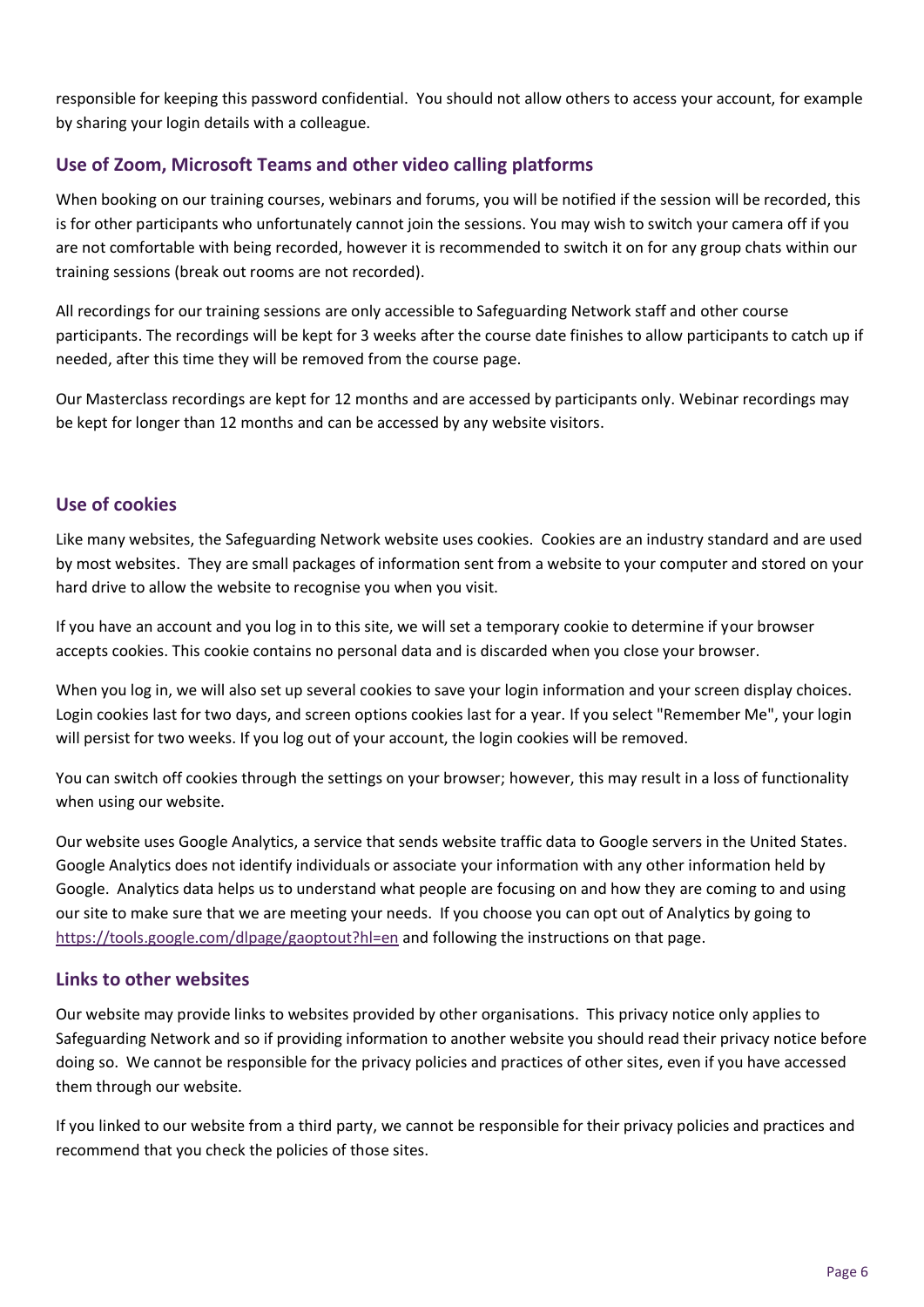responsible for keeping this password confidential. You should not allow others to access your account, for example by sharing your login details with a colleague.

## Use of Zoom, Microsoft Teams and other video calling platforms

When booking on our training courses, webinars and forums, you will be notified if the session will be recorded, this is for other participants who unfortunately cannot join the sessions. You may wish to switch your camera off if you are not comfortable with being recorded, however it is recommended to switch it on for any group chats within our training sessions (break out rooms are not recorded).

All recordings for our training sessions are only accessible to Safeguarding Network staff and other course participants. The recordings will be kept for 3 weeks after the course date finishes to allow participants to catch up if needed, after this time they will be removed from the course page.

Our Masterclass recordings are kept for 12 months and are accessed by participants only. Webinar recordings may be kept for longer than 12 months and can be accessed by any website visitors.

## Use of cookies

Like many websites, the Safeguarding Network website uses cookies. Cookies are an industry standard and are used by most websites. They are small packages of information sent from a website to your computer and stored on your hard drive to allow the website to recognise you when you visit.

If you have an account and you log in to this site, we will set a temporary cookie to determine if your browser accepts cookies. This cookie contains no personal data and is discarded when you close your browser.

When you log in, we will also set up several cookies to save your login information and your screen display choices. Login cookies last for two days, and screen options cookies last for a year. If you select "Remember Me", your login will persist for two weeks. If you log out of your account, the login cookies will be removed.

You can switch off cookies through the settings on your browser; however, this may result in a loss of functionality when using our website.

Our website uses Google Analytics, a service that sends website traffic data to Google servers in the United States. Google Analytics does not identify individuals or associate your information with any other information held by Google. Analytics data helps us to understand what people are focusing on and how they are coming to and using our site to make sure that we are meeting your needs. If you choose you can opt out of Analytics by going to https://tools.google.com/dlpage/gaoptout?hl=en and following the instructions on that page.

## Links to other websites

Our website may provide links to websites provided by other organisations. This privacy notice only applies to Safeguarding Network and so if providing information to another website you should read their privacy notice before doing so. We cannot be responsible for the privacy policies and practices of other sites, even if you have accessed them through our website.

If you linked to our website from a third party, we cannot be responsible for their privacy policies and practices and recommend that you check the policies of those sites.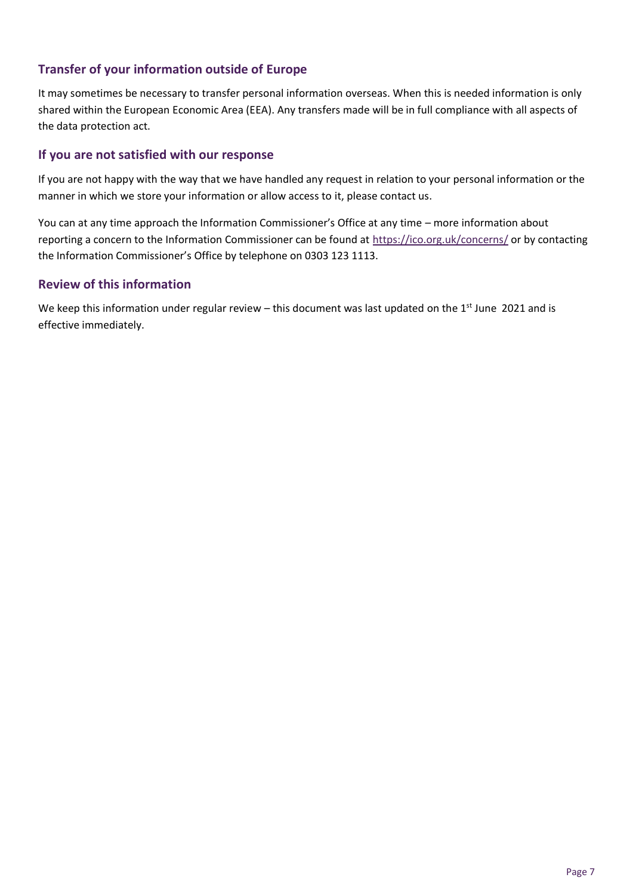## Transfer of your information outside of Europe

It may sometimes be necessary to transfer personal information overseas. When this is needed information is only shared within the European Economic Area (EEA). Any transfers made will be in full compliance with all aspects of the data protection act.

## If you are not satisfied with our response

If you are not happy with the way that we have handled any request in relation to your personal information or the manner in which we store your information or allow access to it, please contact us.

You can at any time approach the Information Commissioner's Office at any time – more information about reporting a concern to the Information Commissioner can be found at https://ico.org.uk/concerns/ or by contacting the Information Commissioner's Office by telephone on 0303 123 1113.

## Review of this information

We keep this information under regular review – this document was last updated on the 1st June 2021 and is effective immediately.